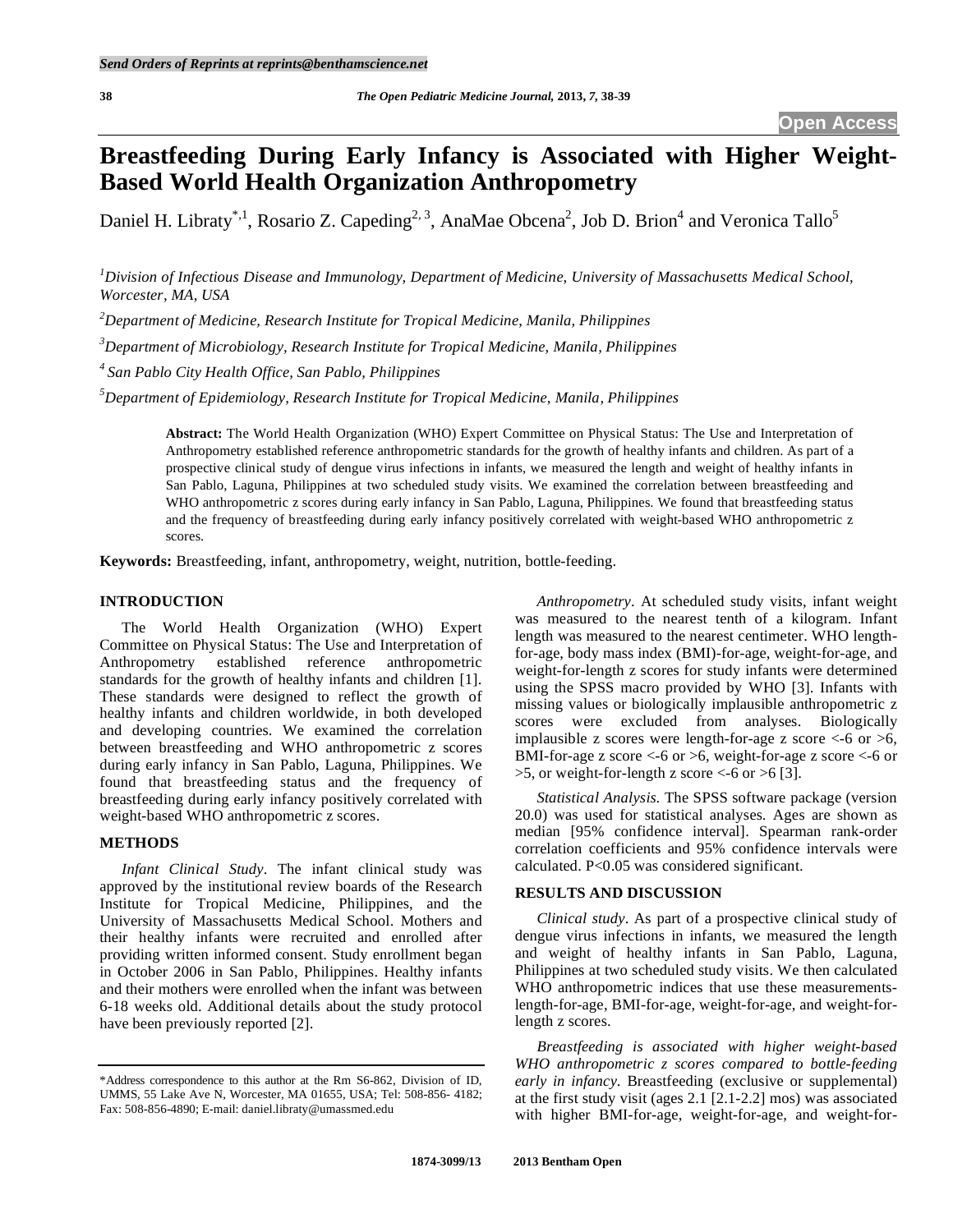# Breastfeeding During Early Infancy is Associated with Higher Weight-Based World Health Organization Anthropometry

Daniel H. Libraty[*,1], Rosario Z. Capeding[2,3], AnaMae Obcena[2], Job D. Brion[4] and Veronica Tallo[5]

[1]Division of Infectious Disease and Immunology, Department of Medicine, University of Massachusetts Medical School, Worcester, MA, USA

[2]Department of Medicine, Research Institute for Tropical Medicine, Manila, Philippines

[3]Department of Microbiology, Research Institute for Tropical Medicine, Manila, Philippines

[4] San Pablo City Health Office, San Pablo, Philippines

[5]Department of Epidemiology, Research Institute for Tropical Medicine, Manila, Philippines

**Abstract:** The World Health Organization (WHO) Expert Committee on Physical Status: The Use and Interpretation of Anthropometry established reference anthropometric standards for the growth of healthy infants and children. As part of a prospective clinical study of dengue virus infections in infants, we measured the length and weight of healthy infants in San Pablo, Laguna, Philippines at two scheduled study visits. We examined the correlation between breastfeeding and WHO anthropometric z scores during early infancy in San Pablo, Laguna, Philippines. We found that breastfeeding status and the frequency of breastfeeding during early infancy positively correlated with weight-based WHO anthropometric z scores.

**Keywords:** Breastfeeding, infant, anthropometry, weight, nutrition, bottle-feeding.

## INTRODUCTION

The World Health Organization (WHO) Expert Committee on Physical Status: The Use and Interpretation of Anthropometry established reference anthropometric standards for the growth of healthy infants and children [1]. These standards were designed to reflect the growth of healthy infants and children worldwide, in both developed and developing countries. We examined the correlation between breastfeeding and WHO anthropometric z scores during early infancy in San Pablo, Laguna, Philippines. We found that breastfeeding status and the frequency of breastfeeding during early infancy positively correlated with weight-based WHO anthropometric z scores.

## METHODS

*Infant Clinical Study*. The infant clinical study was approved by the institutional review boards of the Research Institute for Tropical Medicine, Philippines, and the University of Massachusetts Medical School. Mothers and their healthy infants were recruited and enrolled after providing written informed consent. Study enrollment began in October 2006 in San Pablo, Philippines. Healthy infants and their mothers were enrolled when the infant was between 6-18 weeks old. Additional details about the study protocol have been previously reported [2].

*Anthropometry*. At scheduled study visits, infant weight was measured to the nearest tenth of a kilogram. Infant length was measured to the nearest centimeter. WHO length-for-age, body mass index (BMI)-for-age, weight-for-age, and weight-for-length z scores for study infants were determined using the SPSS macro provided by WHO [3]. Infants with missing values or biologically implausible anthropometric z scores were excluded from analyses. Biologically implausible z scores were length-for-age z score <-6 or >6, BMI-for-age z score <-6 or >6, weight-for-age z score <-6 or >5, or weight-for-length z score <-6 or >6 [3].

*Statistical Analysis.* The SPSS software package (version 20.0) was used for statistical analyses. Ages are shown as median [95% confidence interval]. Spearman rank-order correlation coefficients and 95% confidence intervals were calculated. P<0.05 was considered significant.

## RESULTS AND DISCUSSION

*Clinical study*. As part of a prospective clinical study of dengue virus infections in infants, we measured the length and weight of healthy infants in San Pablo, Laguna, Philippines at two scheduled study visits. We then calculated WHO anthropometric indices that use these measurements-length-for-age, BMI-for-age, weight-for-age, and weight-for-length z scores.

*Breastfeeding is associated with higher weight-based WHO anthropometric z scores compared to bottle-feeding early in infancy.* Breastfeeding (exclusive or supplemental) at the first study visit (ages 2.1 [2.1-2.2] mos) was associated with higher BMI-for-age, weight-for-age, and weight-for-

\*Address correspondence to this author at the Rm S6-862, Division of ID, UMMS, 55 Lake Ave N, Worcester, MA 01655, USA; Tel: 508-856- 4182; Fax: 508-856-4890; E-mail: daniel.libraty@umassmed.edu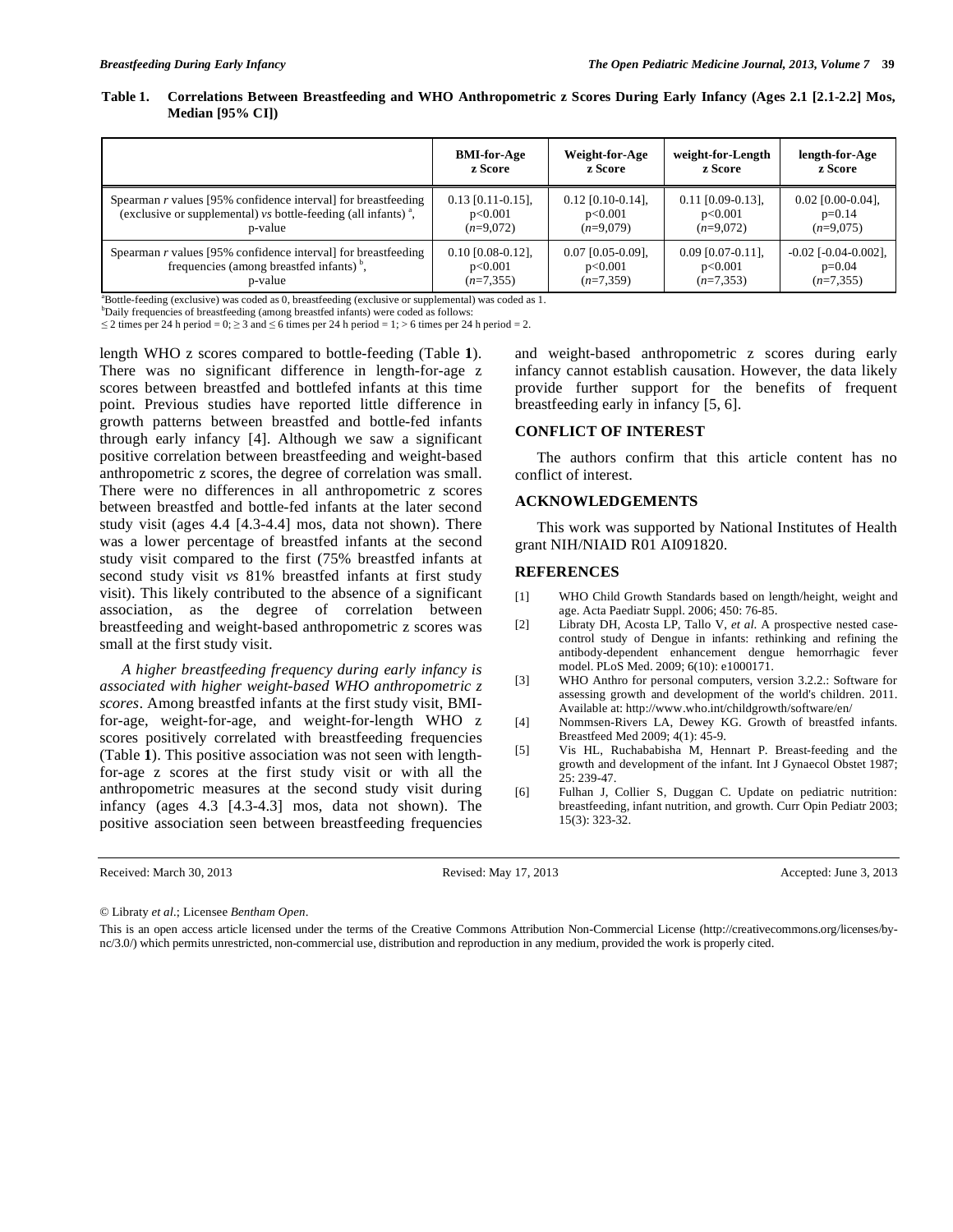**Table 1. Correlations Between Breastfeeding and WHO Anthropometric z Scores During Early Infancy (Ages 2.1 [2.1-2.2] Mos, Median [95% CI])**

| | BMI-for-Age z Score | Weight-for-Age z Score | weight-for-Length z Score | length-for-Age z Score |
|---|---|---|---|---|
| Spearman *r* values [95% confidence interval] for breastfeeding (exclusive or supplemental) *vs* bottle-feeding (all infants) [a], p-value | 0.13 [0.11-0.15], p<0.001 (*n*=9,072) | 0.12 [0.10-0.14], p<0.001 (*n*=9,079) | 0.11 [0.09-0.13], p<0.001 (*n*=9,072) | 0.02 [0.00-0.04], p=0.14 (*n*=9,075) |
| Spearman *r* values [95% confidence interval] for breastfeeding frequencies (among breastfed infants) [b], p-value | 0.10 [0.08-0.12], p<0.001 (*n*=7,355) | 0.07 [0.05-0.09], p<0.001 (*n*=7,359) | 0.09 [0.07-0.11], p<0.001 (*n*=7,353) | -0.02 [-0.04-0.002], p=0.04 (*n*=7,355) |

[a]Bottle-feeding (exclusive) was coded as 0, breastfeeding (exclusive or supplemental) was coded as 1.
[b]Daily frequencies of breastfeeding (among breastfed infants) were coded as follows:
$\leq$ 2 times per 24 h period = 0; $\geq$ 3 and $\leq$ 6 times per 24 h period = 1; > 6 times per 24 h period = 2.

length WHO z scores compared to bottle-feeding (Table **1**). There was no significant difference in length-for-age z scores between breastfed and bottlefed infants at this time point. Previous studies have reported little difference in growth patterns between breastfed and bottle-fed infants through early infancy [4]. Although we saw a significant positive correlation between breastfeeding and weight-based anthropometric z scores, the degree of correlation was small. There were no differences in all anthropometric z scores between breastfed and bottle-fed infants at the later second study visit (ages 4.4 [4.3-4.4] mos, data not shown). There was a lower percentage of breastfed infants at the second study visit compared to the first (75% breastfed infants at second study visit *vs* 81% breastfed infants at first study visit). This likely contributed to the absence of a significant association, as the degree of correlation between breastfeeding and weight-based anthropometric z scores was small at the first study visit.

*A higher breastfeeding frequency during early infancy is associated with higher weight-based WHO anthropometric z scores*. Among breastfed infants at the first study visit, BMI-for-age, weight-for-age, and weight-for-length WHO z scores positively correlated with breastfeeding frequencies (Table **1**). This positive association was not seen with length-for-age z scores at the first study visit or with all the anthropometric measures at the second study visit during infancy (ages 4.3 [4.3-4.3] mos, data not shown). The positive association seen between breastfeeding frequencies and weight-based anthropometric z scores during early infancy cannot establish causation. However, the data likely provide further support for the benefits of frequent breastfeeding early in infancy [5, 6].

## CONFLICT OF INTEREST

The authors confirm that this article content has no conflict of interest.

## ACKNOWLEDGEMENTS

This work was supported by National Institutes of Health grant NIH/NIAID R01 AI091820.

## REFERENCES

[1] WHO Child Growth Standards based on length/height, weight and age. Acta Paediatr Suppl. 2006; 450: 76-85.

[2] Libraty DH, Acosta LP, Tallo V, *et al*. A prospective nested case-control study of Dengue in infants: rethinking and refining the antibody-dependent enhancement dengue hemorrhagic fever model. PLoS Med. 2009; 6(10): e1000171.

[3] WHO Anthro for personal computers, version 3.2.2.: Software for assessing growth and development of the world's children. 2011. Available at: http://www.who.int/childgrowth/software/en/

[4] Nommsen-Rivers LA, Dewey KG. Growth of breastfed infants. Breastfeed Med 2009; 4(1): 45-9.

[5] Vis HL, Ruchababisha M, Hennart P. Breast-feeding and the growth and development of the infant. Int J Gynaecol Obstet 1987; 25: 239-47.

[6] Fulhan J, Collier S, Duggan C. Update on pediatric nutrition: breastfeeding, infant nutrition, and growth. Curr Opin Pediatr 2003; 15(3): 323-32.

Received: March 30, 2013 Revised: May 17, 2013 Accepted: June 3, 2013

© Libraty *et al*.; Licensee *Bentham Open*.

This is an open access article licensed under the terms of the Creative Commons Attribution Non-Commercial License (http://creativecommons.org/licenses/by-nc/3.0/) which permits unrestricted, non-commercial use, distribution and reproduction in any medium, provided the work is properly cited.